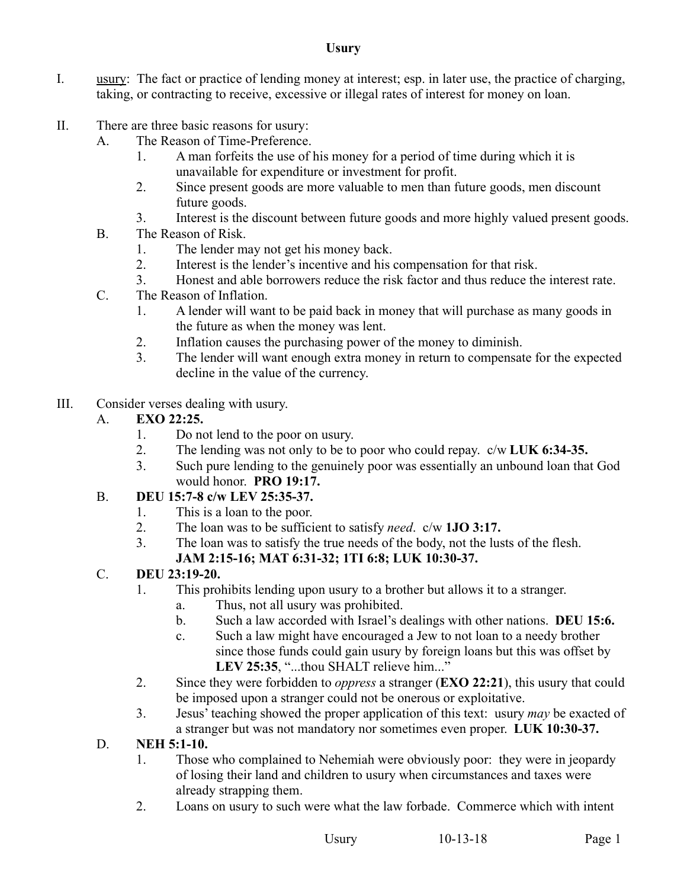# Usury

I. <u>usury</u>: The fact or practice of lending money at interest; esp. in later use, the practice of charging, taking, or contracting to receive, excessive or illegal rates of interest for money on loan.

II. There are three basic reasons for usury:
   - A. The Reason of Time-Preference.
     1. A man forfeits the use of his money for a period of time during which it is unavailable for expenditure or investment for profit.
     2. Since present goods are more valuable to men than future goods, men discount future goods.
     3. Interest is the discount between future goods and more highly valued present goods.
   - B. The Reason of Risk.
     1. The lender may not get his money back.
     2. Interest is the lender's incentive and his compensation for that risk.
     3. Honest and able borrowers reduce the risk factor and thus reduce the interest rate.
   - C. The Reason of Inflation.
     1. A lender will want to be paid back in money that will purchase as many goods in the future as when the money was lent.
     2. Inflation causes the purchasing power of the money to diminish.
     3. The lender will want enough extra money in return to compensate for the expected decline in the value of the currency.

III. Consider verses dealing with usury.
   - A. **EXO 22:25.**
     1. Do not lend to the poor on usury.
     2. The lending was not only to be to poor who could repay. c/w **LUK 6:34-35.**
     3. Such pure lending to the genuinely poor was essentially an unbound loan that God would honor. **PRO 19:17.**
   - B. **DEU 15:7-8 c/w LEV 25:35-37.**
     1. This is a loan to the poor.
     2. The loan was to be sufficient to satisfy *need*. c/w **1JO 3:17.**
     3. The loan was to satisfy the true needs of the body, not the lusts of the flesh. **JAM 2:15-16; MAT 6:31-32; 1TI 6:8; LUK 10:30-37.**
   - C. **DEU 23:19-20.**
     1. This prohibits lending upon usury to a brother but allows it to a stranger.
        - a. Thus, not all usury was prohibited.
        - b. Such a law accorded with Israel's dealings with other nations. **DEU 15:6.**
        - c. Such a law might have encouraged a Jew to not loan to a needy brother since those funds could gain usury by foreign loans but this was offset by **LEV 25:35**, "...thou SHALT relieve him..."
     2. Since they were forbidden to *oppress* a stranger (**EXO 22:21**), this usury that could be imposed upon a stranger could not be onerous or exploitative.
     3. Jesus' teaching showed the proper application of this text: usury *may* be exacted of a stranger but was not mandatory nor sometimes even proper. **LUK 10:30-37.**
   - D. **NEH 5:1-10.**
     1. Those who complained to Nehemiah were obviously poor: they were in jeopardy of losing their land and children to usury when circumstances and taxes were already strapping them.
     2. Loans on usury to such were what the law forbade. Commerce which with intent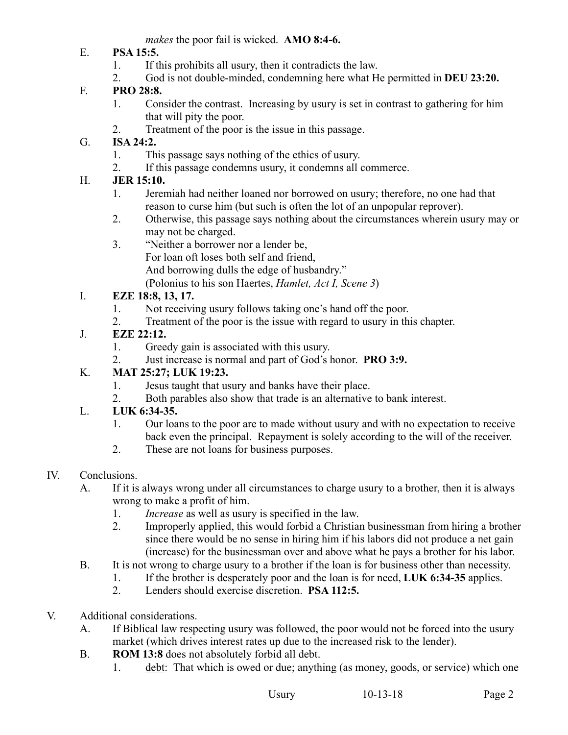*makes* the poor fail is wicked. **AMO 8:4-6.**

E. **PSA 15:5.**
   1. If this prohibits all usury, then it contradicts the law.
   2. God is not double-minded, condemning here what He permitted in **DEU 23:20.**

F. **PRO 28:8.**
   1. Consider the contrast. Increasing by usury is set in contrast to gathering for him that will pity the poor.
   2. Treatment of the poor is the issue in this passage.

G. **ISA 24:2.**
   1. This passage says nothing of the ethics of usury.
   2. If this passage condemns usury, it condemns all commerce.

H. **JER 15:10.**
   1. Jeremiah had neither loaned nor borrowed on usury; therefore, no one had that reason to curse him (but such is often the lot of an unpopular reprover).
   2. Otherwise, this passage says nothing about the circumstances wherein usury may or may not be charged.
   3. "Neither a borrower nor a lender be,
      For loan oft loses both self and friend,
      And borrowing dulls the edge of husbandry."
      (Polonius to his son Haertes, *Hamlet, Act I, Scene 3*)

I. **EZE 18:8, 13, 17.**
   1. Not receiving usury follows taking one's hand off the poor.
   2. Treatment of the poor is the issue with regard to usury in this chapter.

J. **EZE 22:12.**
   1. Greedy gain is associated with this usury.
   2. Just increase is normal and part of God's honor. **PRO 3:9.**

K. **MAT 25:27; LUK 19:23.**
   1. Jesus taught that usury and banks have their place.
   2. Both parables also show that trade is an alternative to bank interest.

L. **LUK 6:34-35.**
   1. Our loans to the poor are to made without usury and with no expectation to receive back even the principal. Repayment is solely according to the will of the receiver.
   2. These are not loans for business purposes.

IV. Conclusions.

A. If it is always wrong under all circumstances to charge usury to a brother, then it is always wrong to make a profit of him.
   1. *Increase* as well as usury is specified in the law.
   2. Improperly applied, this would forbid a Christian businessman from hiring a brother since there would be no sense in hiring him if his labors did not produce a net gain (increase) for the businessman over and above what he pays a brother for his labor.

B. It is not wrong to charge usury to a brother if the loan is for business other than necessity.
   1. If the brother is desperately poor and the loan is for need, **LUK 6:34-35** applies.
   2. Lenders should exercise discretion. **PSA 112:5.**

V. Additional considerations.

A. If Biblical law respecting usury was followed, the poor would not be forced into the usury market (which drives interest rates up due to the increased risk to the lender).

B. **ROM 13:8** does not absolutely forbid all debt.
   1. debt: That which is owed or due; anything (as money, goods, or service) which one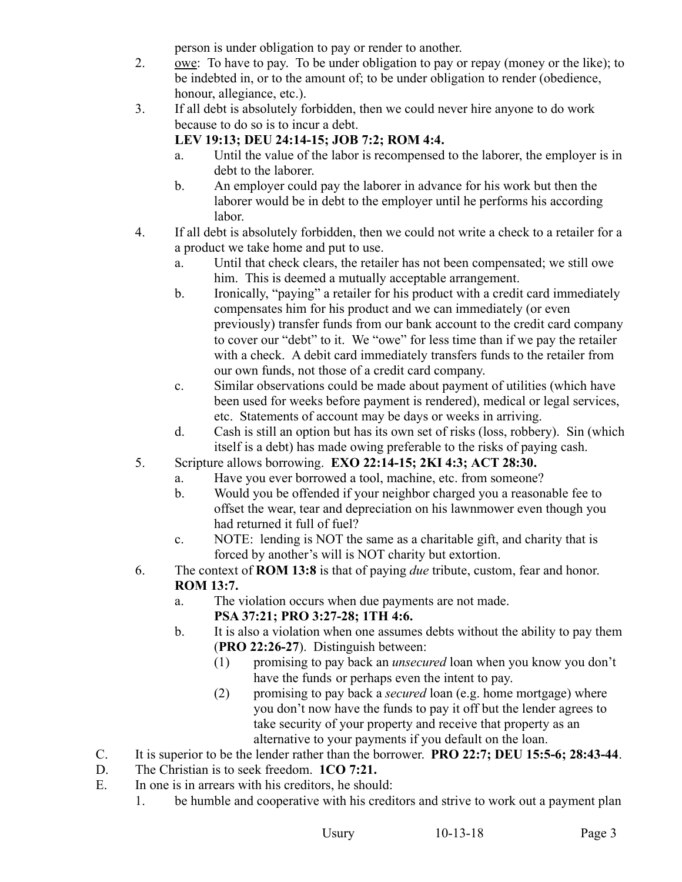person is under obligation to pay or render to another.

2. owe: To have to pay. To be under obligation to pay or repay (money or the like); to be indebted in, or to the amount of; to be under obligation to render (obedience, honour, allegiance, etc.).

3. If all debt is absolutely forbidden, then we could never hire anyone to do work because to do so is to incur a debt.
   **LEV 19:13; DEU 24:14-15; JOB 7:2; ROM 4:4.**
   a. Until the value of the labor is recompensed to the laborer, the employer is in debt to the laborer.
   b. An employer could pay the laborer in advance for his work but then the laborer would be in debt to the employer until he performs his according labor.

4. If all debt is absolutely forbidden, then we could not write a check to a retailer for a a product we take home and put to use.
   a. Until that check clears, the retailer has not been compensated; we still owe him. This is deemed a mutually acceptable arrangement.
   b. Ironically, "paying" a retailer for his product with a credit card immediately compensates him for his product and we can immediately (or even previously) transfer funds from our bank account to the credit card company to cover our "debt" to it. We "owe" for less time than if we pay the retailer with a check. A debit card immediately transfers funds to the retailer from our own funds, not those of a credit card company.
   c. Similar observations could be made about payment of utilities (which have been used for weeks before payment is rendered), medical or legal services, etc. Statements of account may be days or weeks in arriving.
   d. Cash is still an option but has its own set of risks (loss, robbery). Sin (which itself is a debt) has made owing preferable to the risks of paying cash.

5. Scripture allows borrowing. **EXO 22:14-15; 2KI 4:3; ACT 28:30.**
   a. Have you ever borrowed a tool, machine, etc. from someone?
   b. Would you be offended if your neighbor charged you a reasonable fee to offset the wear, tear and depreciation on his lawnmower even though you had returned it full of fuel?
   c. NOTE: lending is NOT the same as a charitable gift, and charity that is forced by another's will is NOT charity but extortion.

6. The context of **ROM 13:8** is that of paying *due* tribute, custom, fear and honor. **ROM 13:7.**
   a. The violation occurs when due payments are not made.
      **PSA 37:21; PRO 3:27-28; 1TH 4:6.**
   b. It is also a violation when one assumes debts without the ability to pay them (**PRO 22:26-27**). Distinguish between:
      (1) promising to pay back an *unsecured* loan when you know you don't have the funds or perhaps even the intent to pay.
      (2) promising to pay back a *secured* loan (e.g. home mortgage) where you don't now have the funds to pay it off but the lender agrees to take security of your property and receive that property as an alternative to your payments if you default on the loan.

C. It is superior to be the lender rather than the borrower. **PRO 22:7; DEU 15:5-6; 28:43-44**.

D. The Christian is to seek freedom. **1CO 7:21.**

E. In one is in arrears with his creditors, he should:
   1. be humble and cooperative with his creditors and strive to work out a payment plan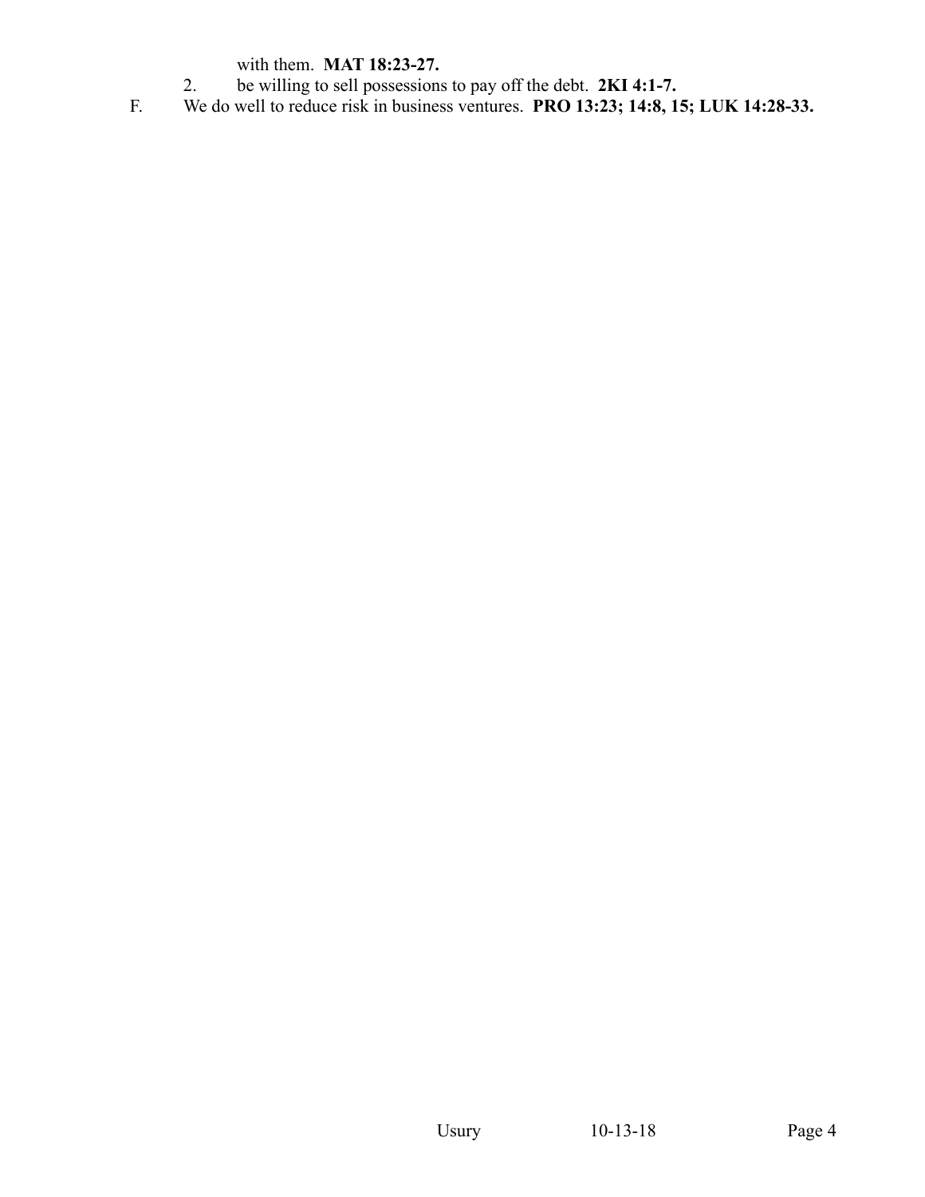with them. **MAT 18:23-27.**

2. be willing to sell possessions to pay off the debt. **2KI 4:1-7.**

F. We do well to reduce risk in business ventures. **PRO 13:23; 14:8, 15; LUK 14:28-33.**